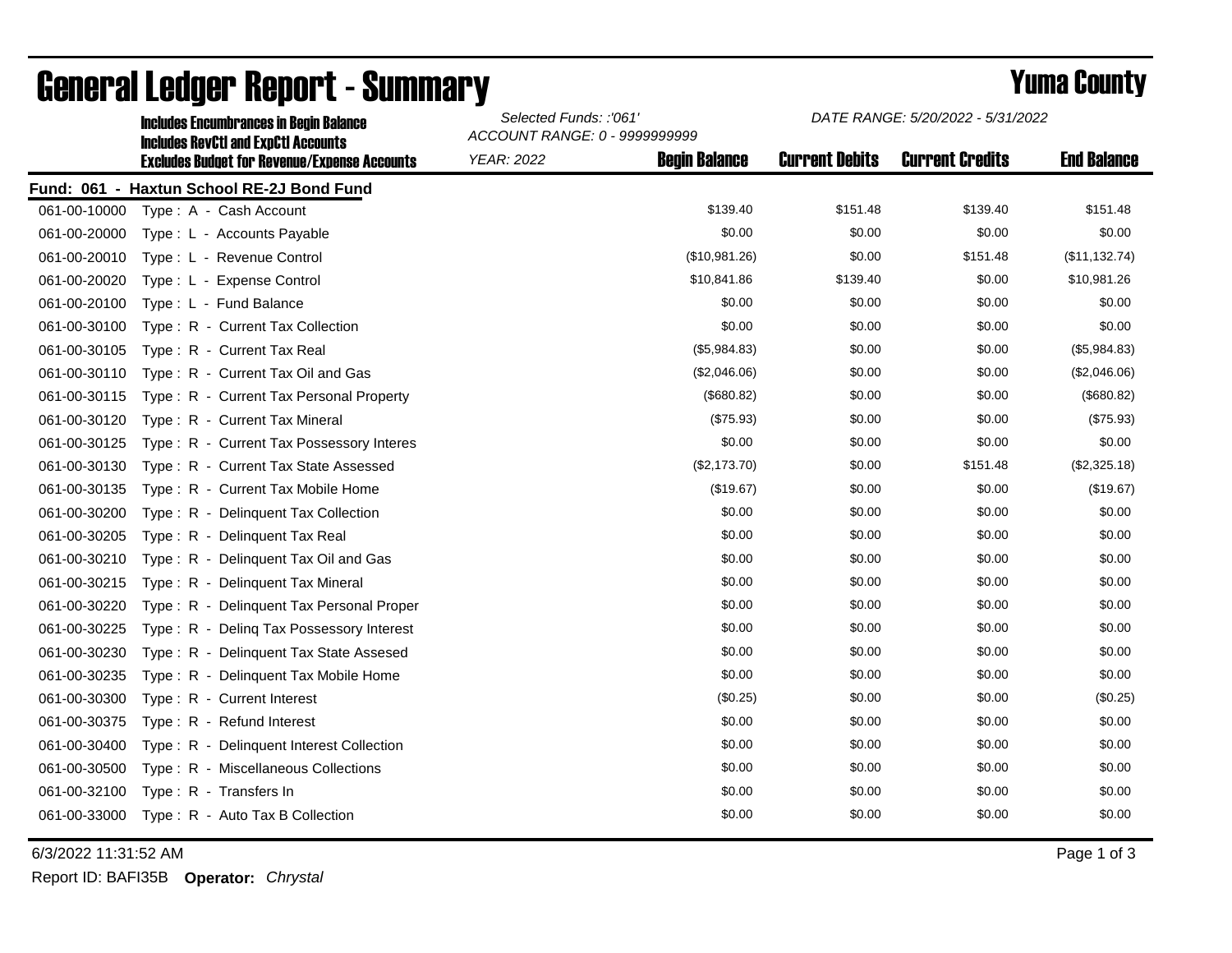# General Ledger Report - Summary

## Yuma County

**Includes Encumbrances in Begin Balance**
**Includes RevCtl and ExpCtl Accounts**
**Excludes Budget for Revenue/Expense Accounts**

*Selected Funds: :'061'*
*ACCOUNT RANGE: 0 - 9999999999*
*YEAR: 2022*

*DATE RANGE: 5/20/2022 - 5/31/2022*

**Fund: 061 - Haxtun School RE-2J Bond Fund**

| Account | Description | Begin Balance | Current Debits | Current Credits | End Balance |
|---|---|---|---|---|---|
| 061-00-10000 | Type : A - Cash Account | $139.40 | $151.48 | $139.40 | $151.48 |
| 061-00-20000 | Type : L - Accounts Payable | $0.00 | $0.00 | $0.00 | $0.00 |
| 061-00-20010 | Type : L - Revenue Control | ($10,981.26) | $0.00 | $151.48 | ($11,132.74) |
| 061-00-20020 | Type : L - Expense Control | $10,841.86 | $139.40 | $0.00 | $10,981.26 |
| 061-00-20100 | Type : L - Fund Balance | $0.00 | $0.00 | $0.00 | $0.00 |
| 061-00-30100 | Type : R - Current Tax Collection | $0.00 | $0.00 | $0.00 | $0.00 |
| 061-00-30105 | Type : R - Current Tax Real | ($5,984.83) | $0.00 | $0.00 | ($5,984.83) |
| 061-00-30110 | Type : R - Current Tax Oil and Gas | ($2,046.06) | $0.00 | $0.00 | ($2,046.06) |
| 061-00-30115 | Type : R - Current Tax Personal Property | ($680.82) | $0.00 | $0.00 | ($680.82) |
| 061-00-30120 | Type : R - Current Tax Mineral | ($75.93) | $0.00 | $0.00 | ($75.93) |
| 061-00-30125 | Type : R - Current Tax Possessory Interes | $0.00 | $0.00 | $0.00 | $0.00 |
| 061-00-30130 | Type : R - Current Tax State Assessed | ($2,173.70) | $0.00 | $151.48 | ($2,325.18) |
| 061-00-30135 | Type : R - Current Tax Mobile Home | ($19.67) | $0.00 | $0.00 | ($19.67) |
| 061-00-30200 | Type : R - Delinquent Tax Collection | $0.00 | $0.00 | $0.00 | $0.00 |
| 061-00-30205 | Type : R - Delinquent Tax Real | $0.00 | $0.00 | $0.00 | $0.00 |
| 061-00-30210 | Type : R - Delinquent Tax Oil and Gas | $0.00 | $0.00 | $0.00 | $0.00 |
| 061-00-30215 | Type : R - Delinquent Tax Mineral | $0.00 | $0.00 | $0.00 | $0.00 |
| 061-00-30220 | Type : R - Delinquent Tax Personal Proper | $0.00 | $0.00 | $0.00 | $0.00 |
| 061-00-30225 | Type : R - Delinq Tax Possessory Interest | $0.00 | $0.00 | $0.00 | $0.00 |
| 061-00-30230 | Type : R - Delinquent Tax State Assesed | $0.00 | $0.00 | $0.00 | $0.00 |
| 061-00-30235 | Type : R - Delinquent Tax Mobile Home | $0.00 | $0.00 | $0.00 | $0.00 |
| 061-00-30300 | Type : R - Current Interest | ($0.25) | $0.00 | $0.00 | ($0.25) |
| 061-00-30375 | Type : R - Refund Interest | $0.00 | $0.00 | $0.00 | $0.00 |
| 061-00-30400 | Type : R - Delinquent Interest Collection | $0.00 | $0.00 | $0.00 | $0.00 |
| 061-00-30500 | Type : R - Miscellaneous Collections | $0.00 | $0.00 | $0.00 | $0.00 |
| 061-00-32100 | Type : R - Transfers In | $0.00 | $0.00 | $0.00 | $0.00 |
| 061-00-33000 | Type : R - Auto Tax B Collection | $0.00 | $0.00 | $0.00 | $0.00 |

6/3/2022 11:31:52 AM

Report ID: BAFI35B **Operator:** *Chrystal*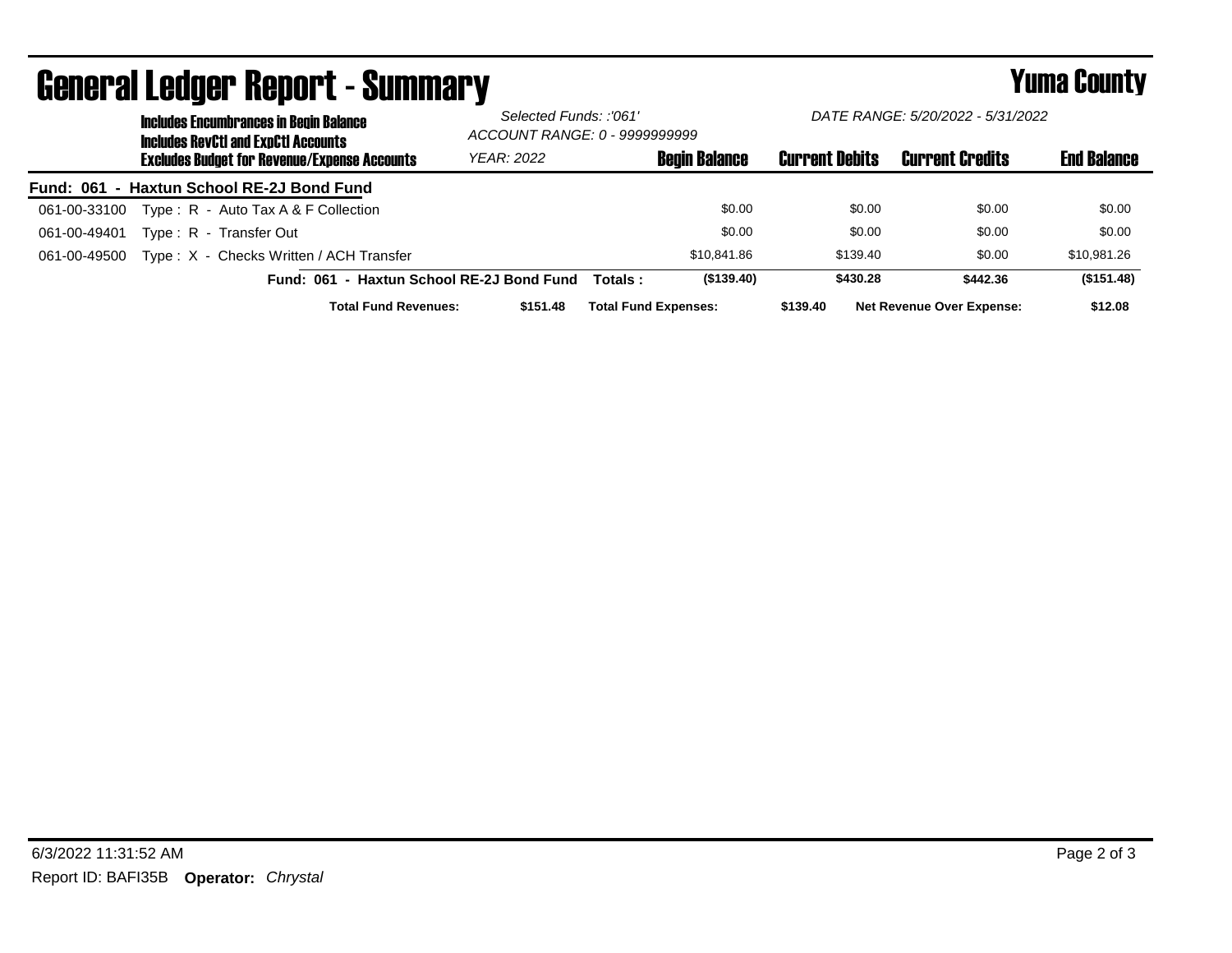# General Ledger Report - Summary

## Yuma County

**Includes Encumbrances in Begin Balance**
**Includes RevCtl and ExpCtl Accounts**
**Excludes Budget for Revenue/Expense Accounts**

*Selected Funds: :'061'*
*ACCOUNT RANGE: 0 - 9999999999*
*YEAR: 2022*

*DATE RANGE: 5/20/2022 - 5/31/2022*

| | | Begin Balance | Current Debits | Current Credits | End Balance |
|---|---|---|---|---|---|
| **Fund: 061 - Haxtun School RE-2J Bond Fund** | | | | | |
| 061-00-33100 | Type : R - Auto Tax A & F Collection | $0.00 | $0.00 | $0.00 | $0.00 |
| 061-00-49401 | Type : R - Transfer Out | $0.00 | $0.00 | $0.00 | $0.00 |
| 061-00-49500 | Type : X - Checks Written / ACH Transfer | $10,841.86 | $139.40 | $0.00 | $10,981.26 |
| | **Fund: 061 - Haxtun School RE-2J Bond Fund Totals :** | **($139.40)** | **$430.28** | **$442.36** | **($151.48)** |

**Total Fund Revenues:** **$151.48** **Total Fund Expenses:** **$139.40** **Net Revenue Over Expense:** **$12.08**

6/3/2022 11:31:52 AM

Report ID: BAFI35B **Operator:** *Chrystal*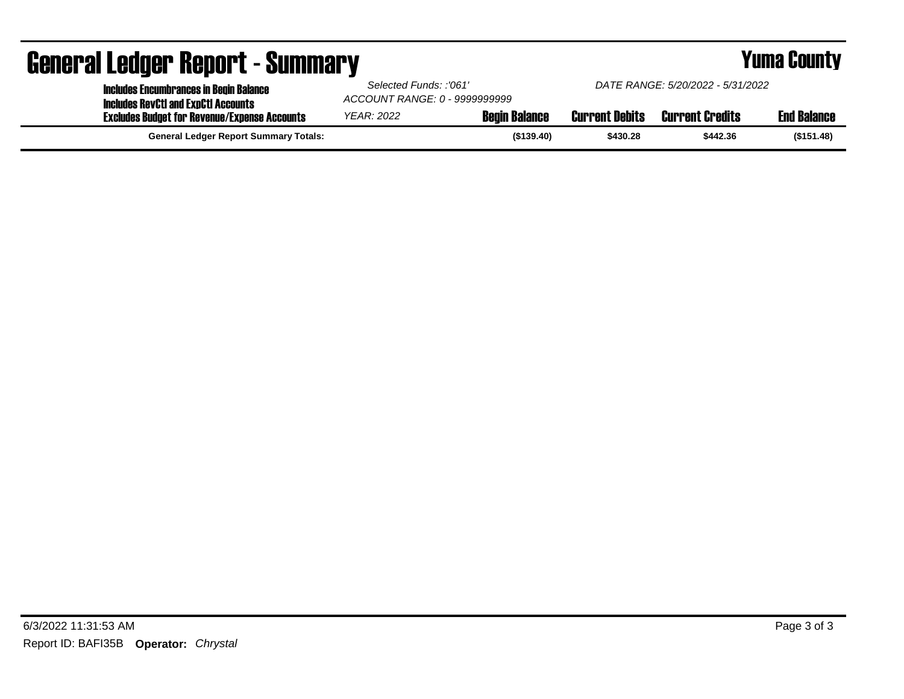# General Ledger Report - Summary

## Yuma County

**Includes Encumbrances in Begin Balance**
**Includes RevCtl and ExpCtl Accounts**
**Excludes Budget for Revenue/Expense Accounts**

*Selected Funds: :'061'*
*ACCOUNT RANGE: 0 - 9999999999*
*YEAR: 2022*

*DATE RANGE: 5/20/2022 - 5/31/2022*

| | Begin Balance | Current Debits | Current Credits | End Balance |
|---|---|---|---|---|
| **General Ledger Report Summary Totals:** | **($139.40)** | **$430.28** | **$442.36** | **($151.48)** |

6/3/2022 11:31:53 AM

Report ID: BAFI35B **Operator:** *Chrystal*